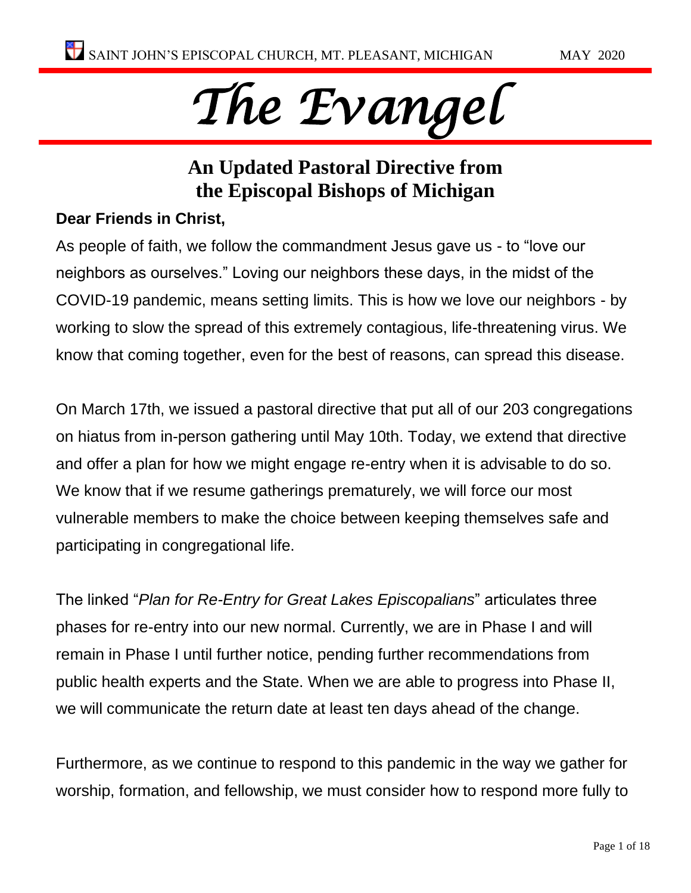# The Evangel

## An Updated Pastoral Directive from the Episcopal Bishops of Michigan

**Dear Friends in Christ,**

As people of faith, we follow the commandment Jesus gave us - to "love our neighbors as ourselves." Loving our neighbors these days, in the midst of the COVID-19 pandemic, means setting limits. This is how we love our neighbors - by working to slow the spread of this extremely contagious, life-threatening virus. We know that coming together, even for the best of reasons, can spread this disease.

On March 17th, we issued a pastoral directive that put all of our 203 congregations on hiatus from in-person gathering until May 10th. Today, we extend that directive and offer a plan for how we might engage re-entry when it is advisable to do so. We know that if we resume gatherings prematurely, we will force our most vulnerable members to make the choice between keeping themselves safe and participating in congregational life.

The linked "*Plan for Re-Entry for Great Lakes Episcopalians*" articulates three phases for re-entry into our new normal. Currently, we are in Phase I and will remain in Phase I until further notice, pending further recommendations from public health experts and the State. When we are able to progress into Phase II, we will communicate the return date at least ten days ahead of the change.

Furthermore, as we continue to respond to this pandemic in the way we gather for worship, formation, and fellowship, we must consider how to respond more fully to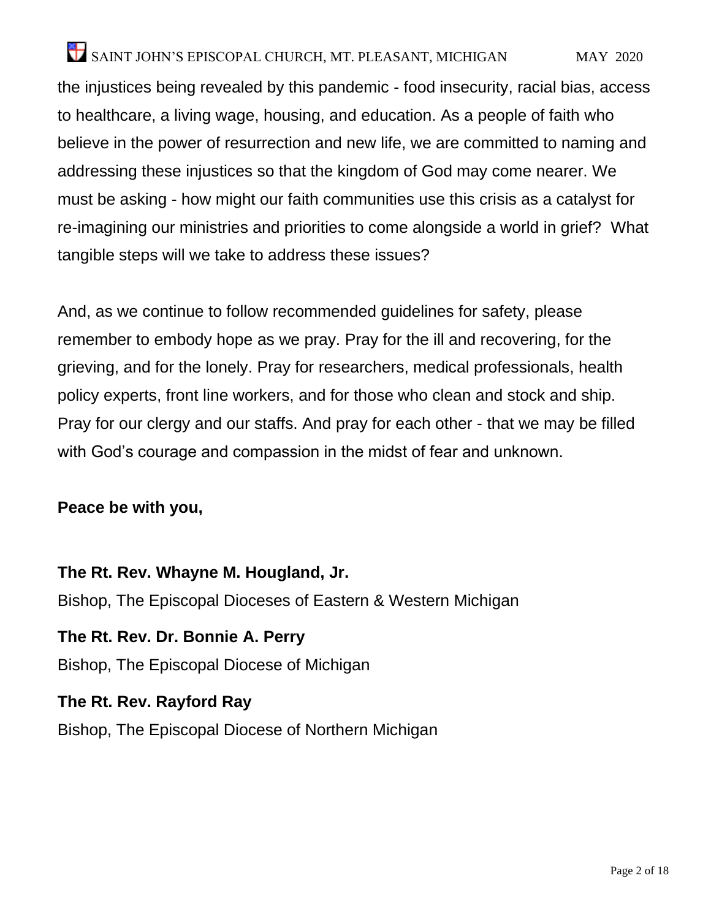the injustices being revealed by this pandemic - food insecurity, racial bias, access to healthcare, a living wage, housing, and education. As a people of faith who believe in the power of resurrection and new life, we are committed to naming and addressing these injustices so that the kingdom of God may come nearer. We must be asking - how might our faith communities use this crisis as a catalyst for re-imagining our ministries and priorities to come alongside a world in grief? What tangible steps will we take to address these issues?

And, as we continue to follow recommended guidelines for safety, please remember to embody hope as we pray. Pray for the ill and recovering, for the grieving, and for the lonely. Pray for researchers, medical professionals, health policy experts, front line workers, and for those who clean and stock and ship. Pray for our clergy and our staffs. And pray for each other - that we may be filled with God's courage and compassion in the midst of fear and unknown.

**Peace be with you,**

**The Rt. Rev. Whayne M. Hougland, Jr.**
Bishop, The Episcopal Dioceses of Eastern & Western Michigan

**The Rt. Rev. Dr. Bonnie A. Perry**
Bishop, The Episcopal Diocese of Michigan

**The Rt. Rev. Rayford Ray**
Bishop, The Episcopal Diocese of Northern Michigan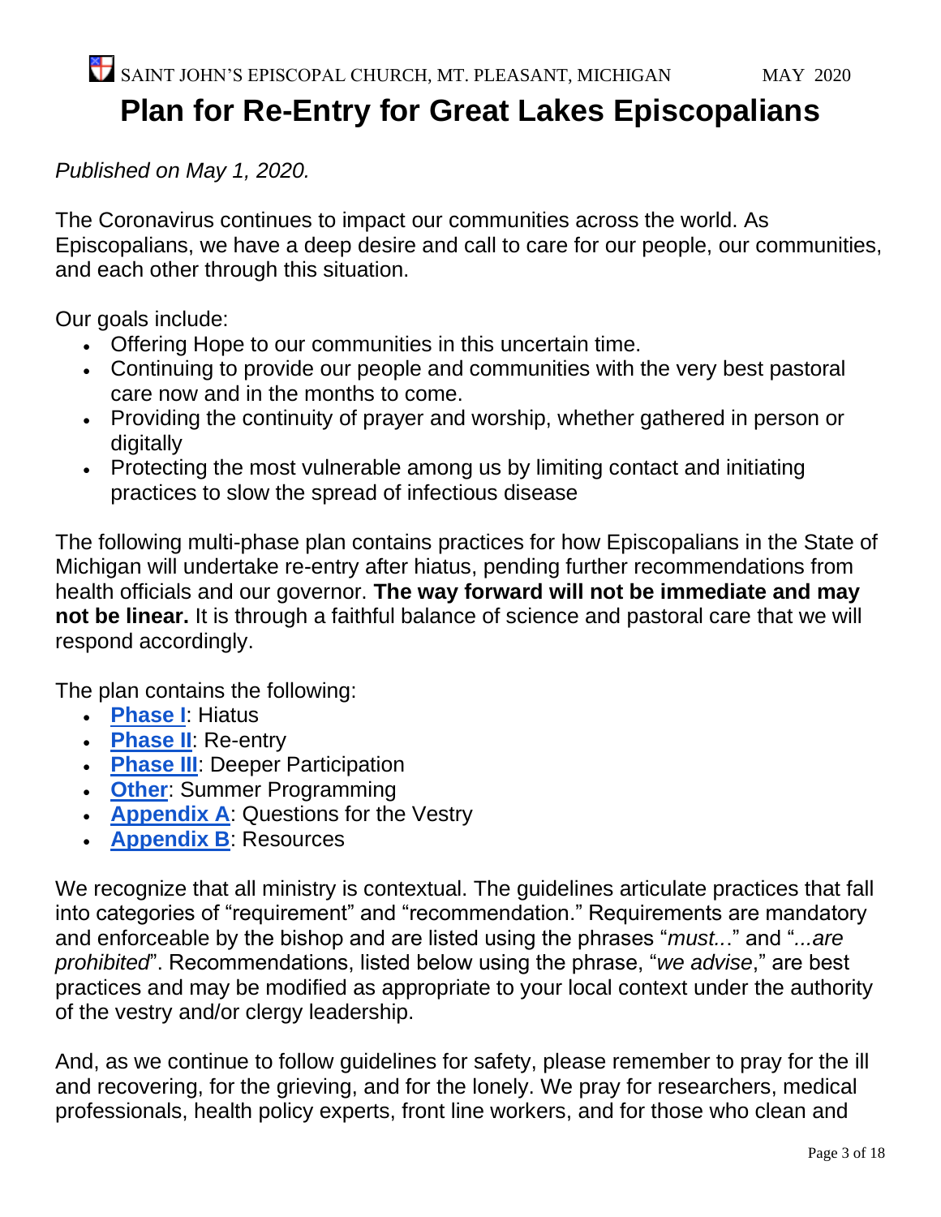# Plan for Re-Entry for Great Lakes Episcopalians

*Published on May 1, 2020.*

The Coronavirus continues to impact our communities across the world. As Episcopalians, we have a deep desire and call to care for our people, our communities, and each other through this situation.

Our goals include:

- Offering Hope to our communities in this uncertain time.
- Continuing to provide our people and communities with the very best pastoral care now and in the months to come.
- Providing the continuity of prayer and worship, whether gathered in person or digitally
- Protecting the most vulnerable among us by limiting contact and initiating practices to slow the spread of infectious disease

The following multi-phase plan contains practices for how Episcopalians in the State of Michigan will undertake re-entry after hiatus, pending further recommendations from health officials and our governor. **The way forward will not be immediate and may not be linear.** It is through a faithful balance of science and pastoral care that we will respond accordingly.

The plan contains the following:

- **Phase I**: Hiatus
- **Phase II**: Re-entry
- **Phase III**: Deeper Participation
- **Other**: Summer Programming
- **Appendix A**: Questions for the Vestry
- **Appendix B**: Resources

We recognize that all ministry is contextual. The guidelines articulate practices that fall into categories of "requirement" and "recommendation." Requirements are mandatory and enforceable by the bishop and are listed using the phrases "*must...*" and "*...are prohibited*". Recommendations, listed below using the phrase, "*we advise*," are best practices and may be modified as appropriate to your local context under the authority of the vestry and/or clergy leadership.

And, as we continue to follow guidelines for safety, please remember to pray for the ill and recovering, for the grieving, and for the lonely. We pray for researchers, medical professionals, health policy experts, front line workers, and for those who clean and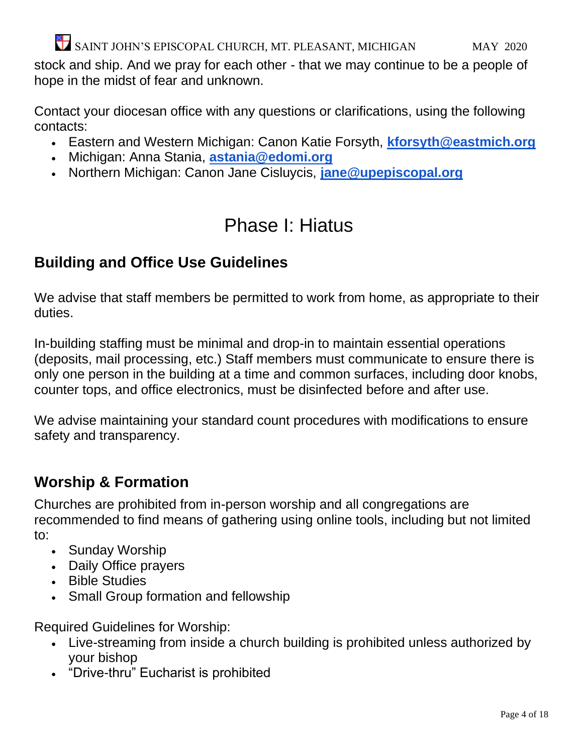stock and ship. And we pray for each other - that we may continue to be a people of hope in the midst of fear and unknown.

Contact your diocesan office with any questions or clarifications, using the following contacts:

- Eastern and Western Michigan: Canon Katie Forsyth, **kforsyth@eastmich.org**
- Michigan: Anna Stania, **astania@edomi.org**
- Northern Michigan: Canon Jane Cisluycis, **jane@upepiscopal.org**

# Phase I: Hiatus

## Building and Office Use Guidelines

We advise that staff members be permitted to work from home, as appropriate to their duties.

In-building staffing must be minimal and drop-in to maintain essential operations (deposits, mail processing, etc.) Staff members must communicate to ensure there is only one person in the building at a time and common surfaces, including door knobs, counter tops, and office electronics, must be disinfected before and after use.

We advise maintaining your standard count procedures with modifications to ensure safety and transparency.

## Worship & Formation

Churches are prohibited from in-person worship and all congregations are recommended to find means of gathering using online tools, including but not limited to:

- Sunday Worship
- Daily Office prayers
- Bible Studies
- Small Group formation and fellowship

Required Guidelines for Worship:

- Live-streaming from inside a church building is prohibited unless authorized by your bishop
- "Drive-thru" Eucharist is prohibited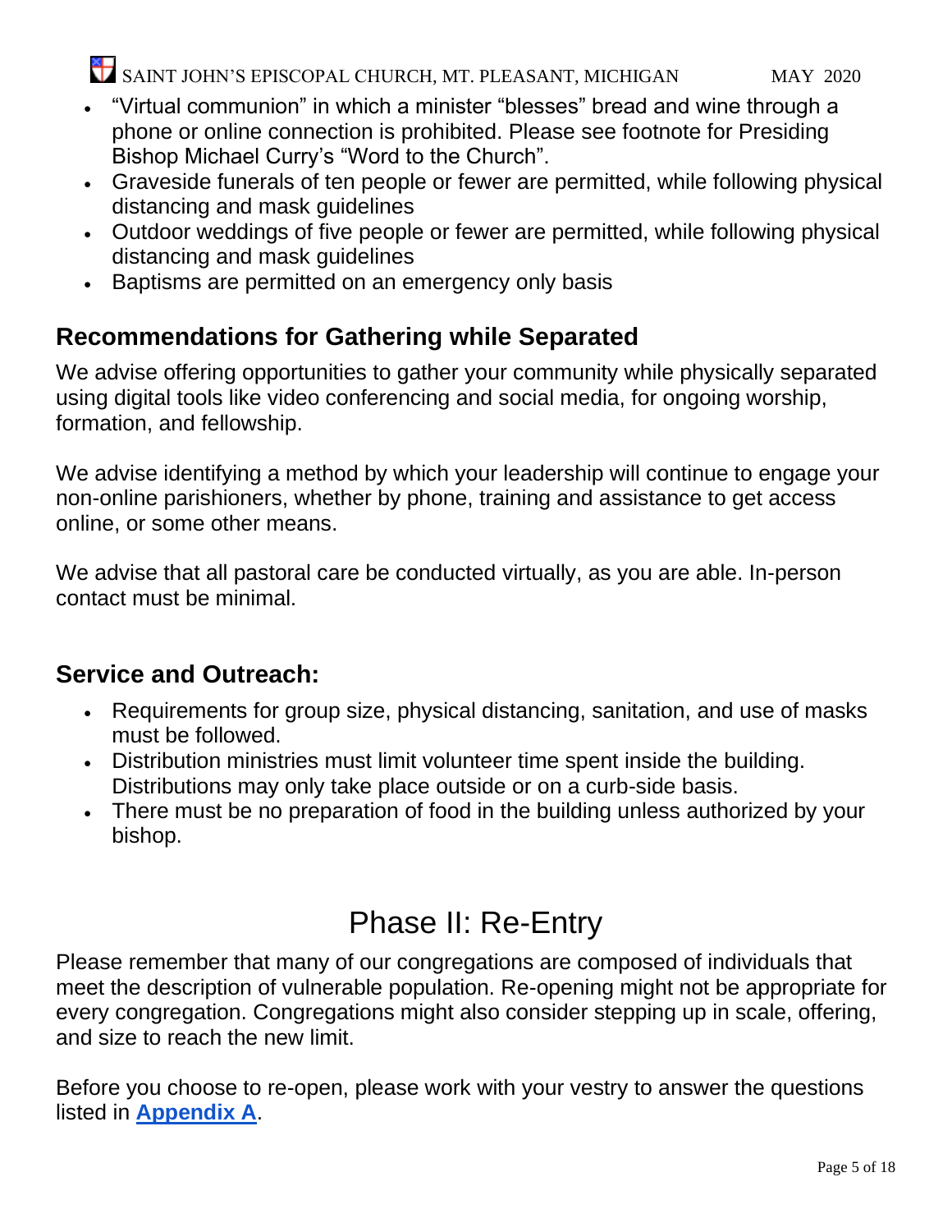- "Virtual communion" in which a minister "blesses" bread and wine through a phone or online connection is prohibited. Please see footnote for Presiding Bishop Michael Curry's "Word to the Church".
- Graveside funerals of ten people or fewer are permitted, while following physical distancing and mask guidelines
- Outdoor weddings of five people or fewer are permitted, while following physical distancing and mask guidelines
- Baptisms are permitted on an emergency only basis

## Recommendations for Gathering while Separated

We advise offering opportunities to gather your community while physically separated using digital tools like video conferencing and social media, for ongoing worship, formation, and fellowship.

We advise identifying a method by which your leadership will continue to engage your non-online parishioners, whether by phone, training and assistance to get access online, or some other means.

We advise that all pastoral care be conducted virtually, as you are able. In-person contact must be minimal.

## Service and Outreach:

- Requirements for group size, physical distancing, sanitation, and use of masks must be followed.
- Distribution ministries must limit volunteer time spent inside the building. Distributions may only take place outside or on a curb-side basis.
- There must be no preparation of food in the building unless authorized by your bishop.

# Phase II: Re-Entry

Please remember that many of our congregations are composed of individuals that meet the description of vulnerable population. Re-opening might not be appropriate for every congregation. Congregations might also consider stepping up in scale, offering, and size to reach the new limit.

Before you choose to re-open, please work with your vestry to answer the questions listed in **Appendix A**.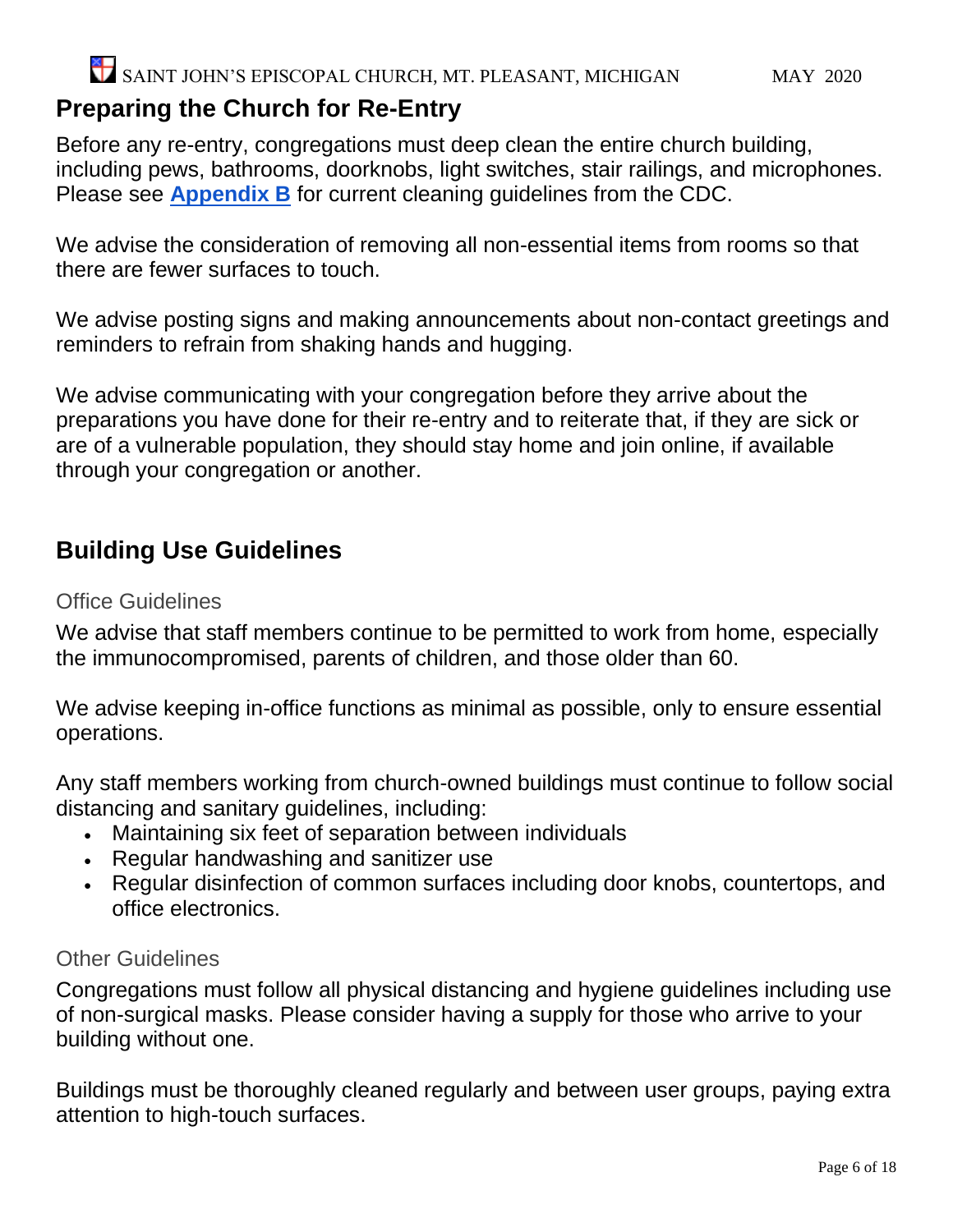## Preparing the Church for Re-Entry

Before any re-entry, congregations must deep clean the entire church building, including pews, bathrooms, doorknobs, light switches, stair railings, and microphones. Please see **Appendix B** for current cleaning guidelines from the CDC.

We advise the consideration of removing all non-essential items from rooms so that there are fewer surfaces to touch.

We advise posting signs and making announcements about non-contact greetings and reminders to refrain from shaking hands and hugging.

We advise communicating with your congregation before they arrive about the preparations you have done for their re-entry and to reiterate that, if they are sick or are of a vulnerable population, they should stay home and join online, if available through your congregation or another.

## Building Use Guidelines

### Office Guidelines

We advise that staff members continue to be permitted to work from home, especially the immunocompromised, parents of children, and those older than 60.

We advise keeping in-office functions as minimal as possible, only to ensure essential operations.

Any staff members working from church-owned buildings must continue to follow social distancing and sanitary guidelines, including:

- Maintaining six feet of separation between individuals
- Regular handwashing and sanitizer use
- Regular disinfection of common surfaces including door knobs, countertops, and office electronics.

### Other Guidelines

Congregations must follow all physical distancing and hygiene guidelines including use of non-surgical masks. Please consider having a supply for those who arrive to your building without one.

Buildings must be thoroughly cleaned regularly and between user groups, paying extra attention to high-touch surfaces.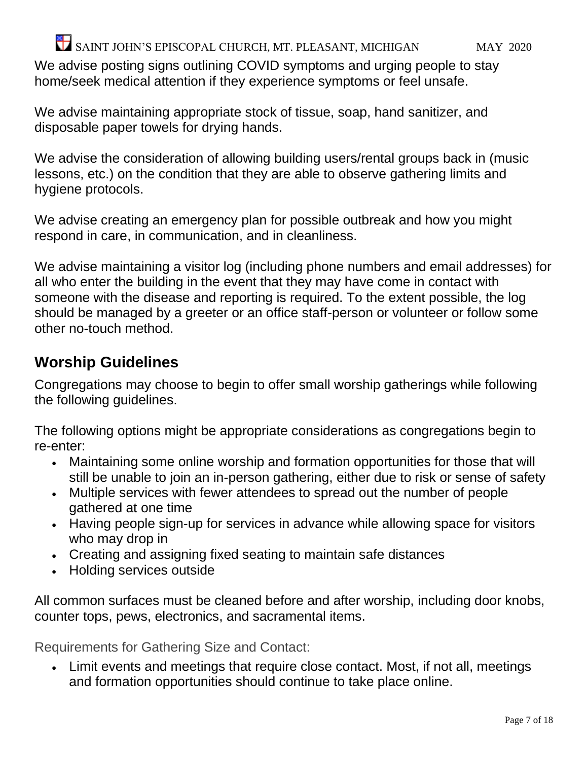We advise posting signs outlining COVID symptoms and urging people to stay home/seek medical attention if they experience symptoms or feel unsafe.

We advise maintaining appropriate stock of tissue, soap, hand sanitizer, and disposable paper towels for drying hands.

We advise the consideration of allowing building users/rental groups back in (music lessons, etc.) on the condition that they are able to observe gathering limits and hygiene protocols.

We advise creating an emergency plan for possible outbreak and how you might respond in care, in communication, and in cleanliness.

We advise maintaining a visitor log (including phone numbers and email addresses) for all who enter the building in the event that they may have come in contact with someone with the disease and reporting is required. To the extent possible, the log should be managed by a greeter or an office staff-person or volunteer or follow some other no-touch method.

## Worship Guidelines

Congregations may choose to begin to offer small worship gatherings while following the following guidelines.

The following options might be appropriate considerations as congregations begin to re-enter:

- Maintaining some online worship and formation opportunities for those that will still be unable to join an in-person gathering, either due to risk or sense of safety
- Multiple services with fewer attendees to spread out the number of people gathered at one time
- Having people sign-up for services in advance while allowing space for visitors who may drop in
- Creating and assigning fixed seating to maintain safe distances
- Holding services outside

All common surfaces must be cleaned before and after worship, including door knobs, counter tops, pews, electronics, and sacramental items.

### Requirements for Gathering Size and Contact:

- Limit events and meetings that require close contact. Most, if not all, meetings and formation opportunities should continue to take place online.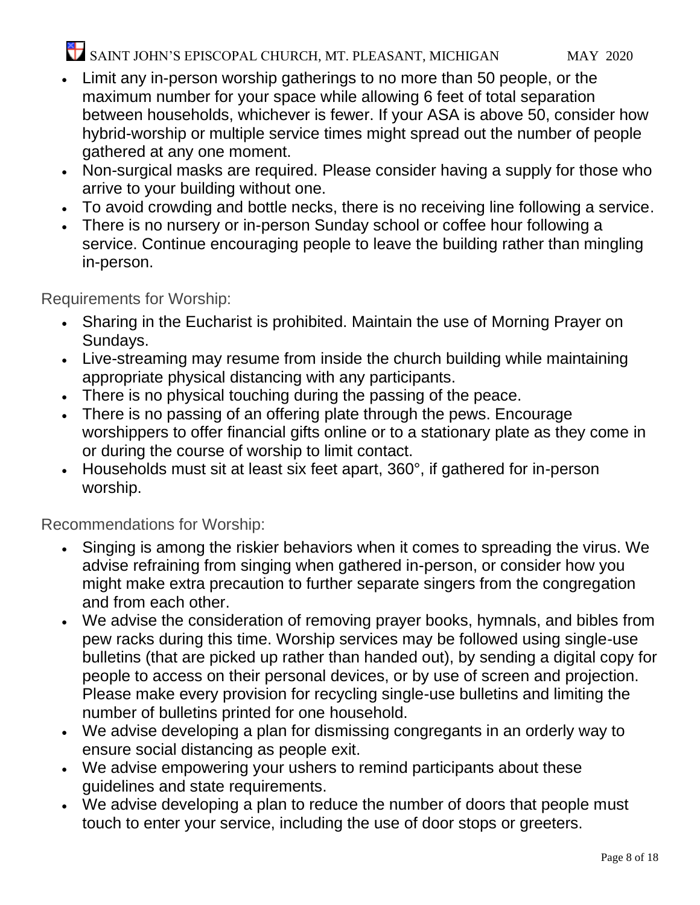- Limit any in-person worship gatherings to no more than 50 people, or the maximum number for your space while allowing 6 feet of total separation between households, whichever is fewer. If your ASA is above 50, consider how hybrid-worship or multiple service times might spread out the number of people gathered at any one moment.
- Non-surgical masks are required. Please consider having a supply for those who arrive to your building without one.
- To avoid crowding and bottle necks, there is no receiving line following a service.
- There is no nursery or in-person Sunday school or coffee hour following a service. Continue encouraging people to leave the building rather than mingling in-person.

## Requirements for Worship:

- Sharing in the Eucharist is prohibited. Maintain the use of Morning Prayer on Sundays.
- Live-streaming may resume from inside the church building while maintaining appropriate physical distancing with any participants.
- There is no physical touching during the passing of the peace.
- There is no passing of an offering plate through the pews. Encourage worshippers to offer financial gifts online or to a stationary plate as they come in or during the course of worship to limit contact.
- Households must sit at least six feet apart, 360°, if gathered for in-person worship.

## Recommendations for Worship:

- Singing is among the riskier behaviors when it comes to spreading the virus. We advise refraining from singing when gathered in-person, or consider how you might make extra precaution to further separate singers from the congregation and from each other.
- We advise the consideration of removing prayer books, hymnals, and bibles from pew racks during this time. Worship services may be followed using single-use bulletins (that are picked up rather than handed out), by sending a digital copy for people to access on their personal devices, or by use of screen and projection. Please make every provision for recycling single-use bulletins and limiting the number of bulletins printed for one household.
- We advise developing a plan for dismissing congregants in an orderly way to ensure social distancing as people exit.
- We advise empowering your ushers to remind participants about these guidelines and state requirements.
- We advise developing a plan to reduce the number of doors that people must touch to enter your service, including the use of door stops or greeters.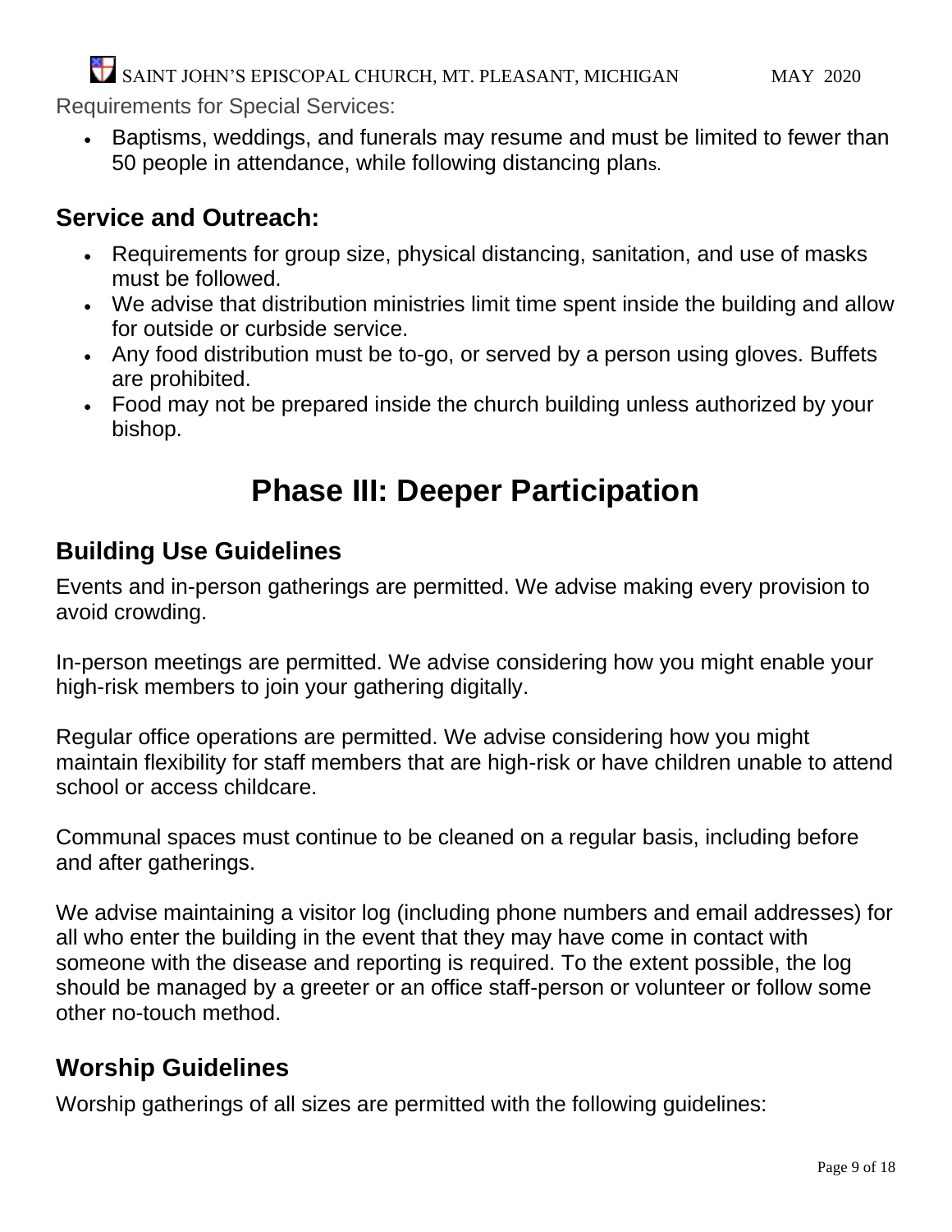Requirements for Special Services:

- Baptisms, weddings, and funerals may resume and must be limited to fewer than 50 people in attendance, while following distancing plans.

## Service and Outreach:

- Requirements for group size, physical distancing, sanitation, and use of masks must be followed.
- We advise that distribution ministries limit time spent inside the building and allow for outside or curbside service.
- Any food distribution must be to-go, or served by a person using gloves. Buffets are prohibited.
- Food may not be prepared inside the church building unless authorized by your bishop.

# Phase III: Deeper Participation

## Building Use Guidelines

Events and in-person gatherings are permitted. We advise making every provision to avoid crowding.

In-person meetings are permitted. We advise considering how you might enable your high-risk members to join your gathering digitally.

Regular office operations are permitted. We advise considering how you might maintain flexibility for staff members that are high-risk or have children unable to attend school or access childcare.

Communal spaces must continue to be cleaned on a regular basis, including before and after gatherings.

We advise maintaining a visitor log (including phone numbers and email addresses) for all who enter the building in the event that they may have come in contact with someone with the disease and reporting is required. To the extent possible, the log should be managed by a greeter or an office staff-person or volunteer or follow some other no-touch method.

## Worship Guidelines

Worship gatherings of all sizes are permitted with the following guidelines: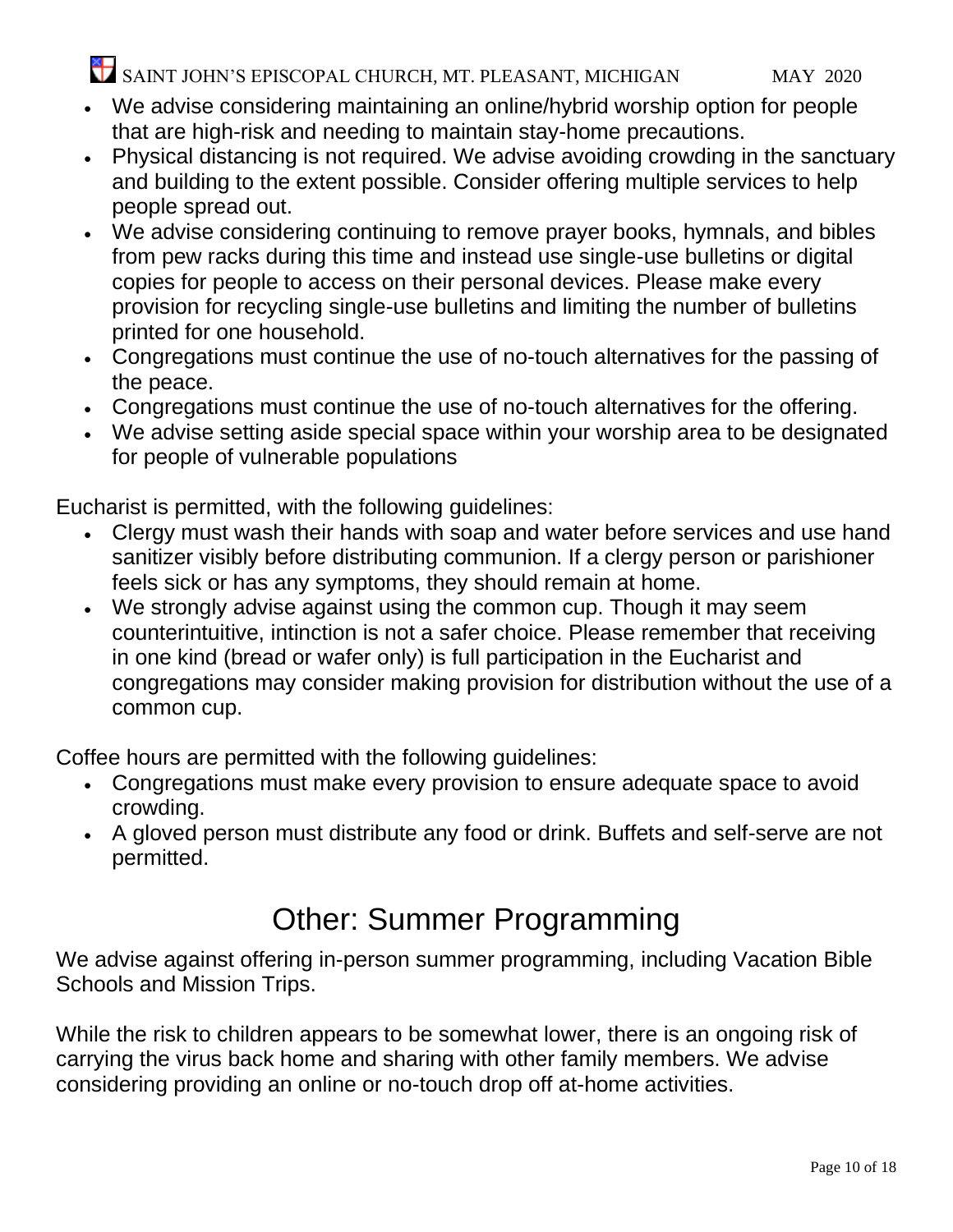- We advise considering maintaining an online/hybrid worship option for people that are high-risk and needing to maintain stay-home precautions.
- Physical distancing is not required. We advise avoiding crowding in the sanctuary and building to the extent possible. Consider offering multiple services to help people spread out.
- We advise considering continuing to remove prayer books, hymnals, and bibles from pew racks during this time and instead use single-use bulletins or digital copies for people to access on their personal devices. Please make every provision for recycling single-use bulletins and limiting the number of bulletins printed for one household.
- Congregations must continue the use of no-touch alternatives for the passing of the peace.
- Congregations must continue the use of no-touch alternatives for the offering.
- We advise setting aside special space within your worship area to be designated for people of vulnerable populations

Eucharist is permitted, with the following guidelines:

- Clergy must wash their hands with soap and water before services and use hand sanitizer visibly before distributing communion. If a clergy person or parishioner feels sick or has any symptoms, they should remain at home.
- We strongly advise against using the common cup. Though it may seem counterintuitive, intinction is not a safer choice. Please remember that receiving in one kind (bread or wafer only) is full participation in the Eucharist and congregations may consider making provision for distribution without the use of a common cup.

Coffee hours are permitted with the following guidelines:

- Congregations must make every provision to ensure adequate space to avoid crowding.
- A gloved person must distribute any food or drink. Buffets and self-serve are not permitted.

## Other: Summer Programming

We advise against offering in-person summer programming, including Vacation Bible Schools and Mission Trips.

While the risk to children appears to be somewhat lower, there is an ongoing risk of carrying the virus back home and sharing with other family members. We advise considering providing an online or no-touch drop off at-home activities.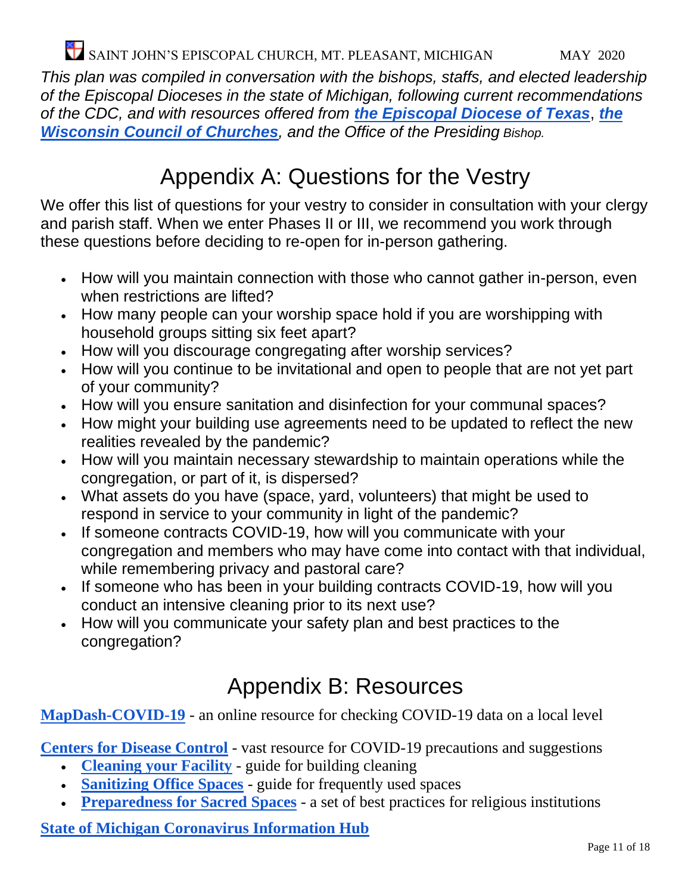*This plan was compiled in conversation with the bishops, staffs, and elected leadership of the Episcopal Dioceses in the state of Michigan, following current recommendations of the CDC, and with resources offered from **the Episcopal Diocese of Texas**, **the Wisconsin Council of Churches**, and the Office of the Presiding Bishop.*

# Appendix A: Questions for the Vestry

We offer this list of questions for your vestry to consider in consultation with your clergy and parish staff. When we enter Phases II or III, we recommend you work through these questions before deciding to re-open for in-person gathering.

- How will you maintain connection with those who cannot gather in-person, even when restrictions are lifted?
- How many people can your worship space hold if you are worshipping with household groups sitting six feet apart?
- How will you discourage congregating after worship services?
- How will you continue to be invitational and open to people that are not yet part of your community?
- How will you ensure sanitation and disinfection for your communal spaces?
- How might your building use agreements need to be updated to reflect the new realities revealed by the pandemic?
- How will you maintain necessary stewardship to maintain operations while the congregation, or part of it, is dispersed?
- What assets do you have (space, yard, volunteers) that might be used to respond in service to your community in light of the pandemic?
- If someone contracts COVID-19, how will you communicate with your congregation and members who may have come into contact with that individual, while remembering privacy and pastoral care?
- If someone who has been in your building contracts COVID-19, how will you conduct an intensive cleaning prior to its next use?
- How will you communicate your safety plan and best practices to the congregation?

# Appendix B: Resources

**MapDash-COVID-19** - an online resource for checking COVID-19 data on a local level

**Centers for Disease Control** - vast resource for COVID-19 precautions and suggestions

- **Cleaning your Facility** - guide for building cleaning
- **Sanitizing Office Spaces** - guide for frequently used spaces
- **Preparedness for Sacred Spaces** - a set of best practices for religious institutions

**State of Michigan Coronavirus Information Hub**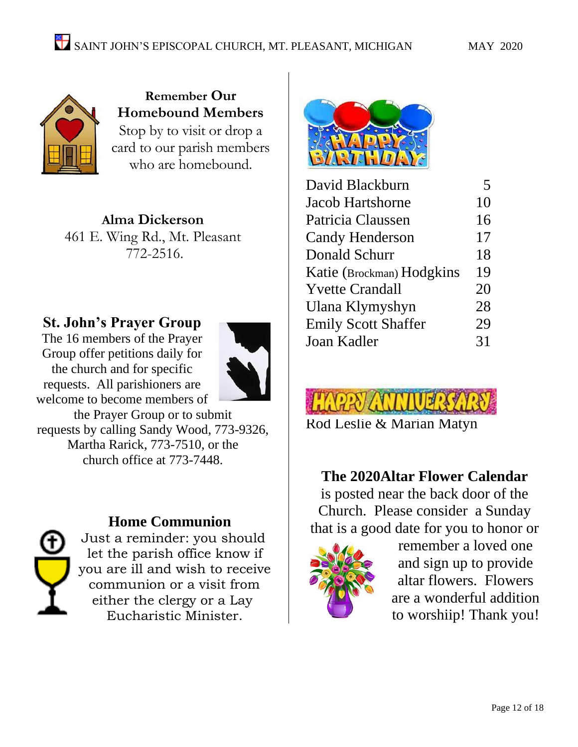## Remember Our Homebound Members

Stop by to visit or drop a card to our parish members who are homebound.

**Alma Dickerson**
461 E. Wing Rd., Mt. Pleasant
772-2516.

## St. John's Prayer Group

The 16 members of the Prayer Group offer petitions daily for the church and for specific requests. All parishioners are welcome to become members of the Prayer Group or to submit requests by calling Sandy Wood, 773-9326, Martha Rarick, 773-7510, or the church office at 773-7448.

## Home Communion

Just a reminder: you should let the parish office know if you are ill and wish to receive communion or a visit from either the clergy or a Lay Eucharistic Minister.

## Happy Birthday

| Name | Day |
|---|---|
| David Blackburn | 5 |
| Jacob Hartshorne | 10 |
| Patricia Claussen | 16 |
| Candy Henderson | 17 |
| Donald Schurr | 18 |
| Katie (Brockman) Hodgkins | 19 |
| Yvette Crandall | 20 |
| Ulana Klymyshyn | 28 |
| Emily Scott Shaffer | 29 |
| Joan Kadler | 31 |

## Happy Anniversary

Rod Leslie & Marian Matyn

## The 2020Altar Flower Calendar

is posted near the back door of the Church. Please consider a Sunday that is a good date for you to honor or remember a loved one and sign up to provide altar flowers. Flowers are a wonderful addition to worshiip! Thank you!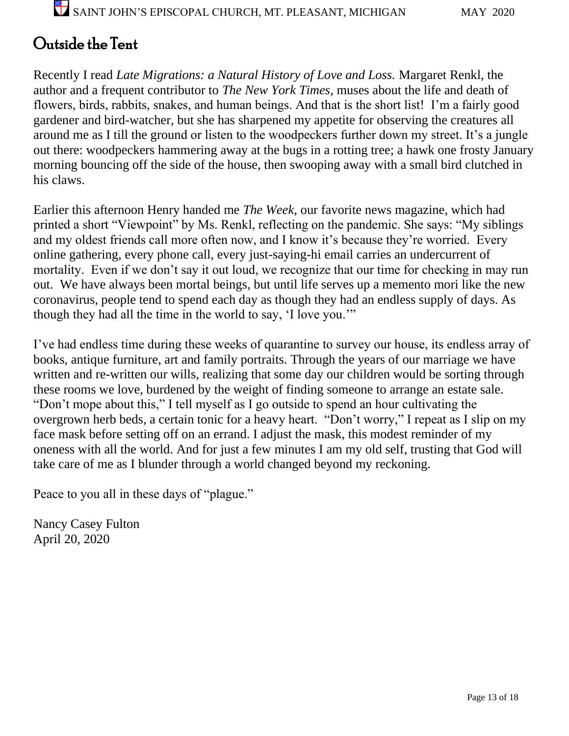# Outside the Tent

Recently I read *Late Migrations: a Natural History of Love and Loss.* Margaret Renkl, the author and a frequent contributor to *The New York Times*, muses about the life and death of flowers, birds, rabbits, snakes, and human beings. And that is the short list! I'm a fairly good gardener and bird-watcher, but she has sharpened my appetite for observing the creatures all around me as I till the ground or listen to the woodpeckers further down my street. It's a jungle out there: woodpeckers hammering away at the bugs in a rotting tree; a hawk one frosty January morning bouncing off the side of the house, then swooping away with a small bird clutched in his claws.

Earlier this afternoon Henry handed me *The Week*, our favorite news magazine, which had printed a short "Viewpoint" by Ms. Renkl, reflecting on the pandemic. She says: "My siblings and my oldest friends call more often now, and I know it's because they're worried. Every online gathering, every phone call, every just-saying-hi email carries an undercurrent of mortality. Even if we don't say it out loud, we recognize that our time for checking in may run out. We have always been mortal beings, but until life serves up a memento mori like the new coronavirus, people tend to spend each day as though they had an endless supply of days. As though they had all the time in the world to say, 'I love you.'"

I've had endless time during these weeks of quarantine to survey our house, its endless array of books, antique furniture, art and family portraits. Through the years of our marriage we have written and re-written our wills, realizing that some day our children would be sorting through these rooms we love, burdened by the weight of finding someone to arrange an estate sale. "Don't mope about this," I tell myself as I go outside to spend an hour cultivating the overgrown herb beds, a certain tonic for a heavy heart. "Don't worry," I repeat as I slip on my face mask before setting off on an errand. I adjust the mask, this modest reminder of my oneness with all the world. And for just a few minutes I am my old self, trusting that God will take care of me as I blunder through a world changed beyond my reckoning.

Peace to you all in these days of "plague."

Nancy Casey Fulton
April 20, 2020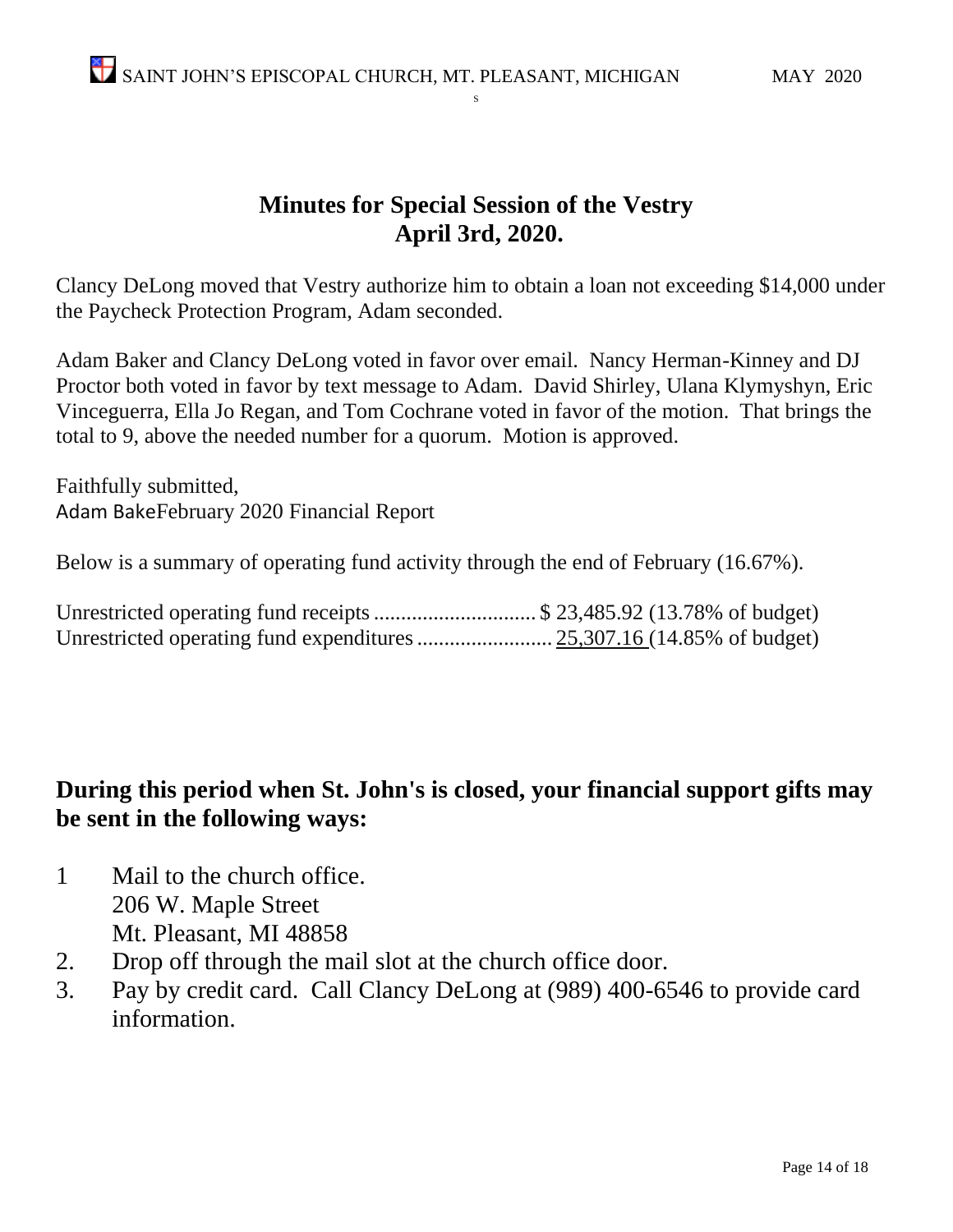## Minutes for Special Session of the Vestry
## April 3rd, 2020.

Clancy DeLong moved that Vestry authorize him to obtain a loan not exceeding $14,000 under the Paycheck Protection Program, Adam seconded.

Adam Baker and Clancy DeLong voted in favor over email. Nancy Herman-Kinney and DJ Proctor both voted in favor by text message to Adam. David Shirley, Ulana Klymyshyn, Eric Vinceguerra, Ella Jo Regan, and Tom Cochrane voted in favor of the motion. That brings the total to 9, above the needed number for a quorum. Motion is approved.

Faithfully submitted,
Adam BakeFebruary 2020 Financial Report

Below is a summary of operating fund activity through the end of February (16.67%).

Unrestricted operating fund receipts .............................. $ 23,485.92 (13.78% of budget)
Unrestricted operating fund expenditures ......................... 25,307.16 (14.85% of budget)

### During this period when St. John's is closed, your financial support gifts may be sent in the following ways:

1. Mail to the church office.
   206 W. Maple Street
   Mt. Pleasant, MI 48858
2. Drop off through the mail slot at the church office door.
3. Pay by credit card. Call Clancy DeLong at (989) 400-6546 to provide card information.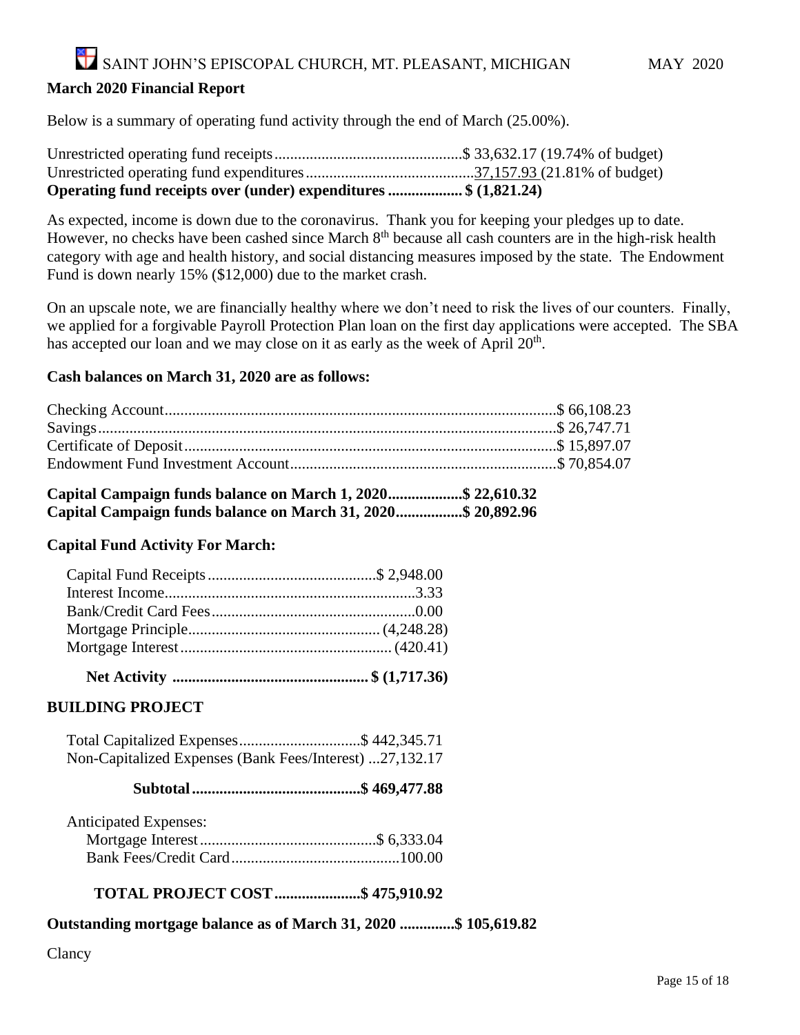SAINT JOHN'S EPISCOPAL CHURCH, MT. PLEASANT, MICHIGAN MAY 2020

## March 2020 Financial Report

Below is a summary of operating fund activity through the end of March (25.00%).

| | | |
|---|---|---|
| Unrestricted operating fund receipts | $ 33,632.17 | (19.74% of budget) |
| Unrestricted operating fund expenditures | 37,157.93 | (21.81% of budget) |
| **Operating fund receipts over (under) expenditures** | **$ (1,821.24)** | |

As expected, income is down due to the coronavirus. Thank you for keeping your pledges up to date. However, no checks have been cashed since March 8th because all cash counters are in the high-risk health category with age and health history, and social distancing measures imposed by the state. The Endowment Fund is down nearly 15% ($12,000) due to the market crash.

On an upscale note, we are financially healthy where we don't need to risk the lives of our counters. Finally, we applied for a forgivable Payroll Protection Plan loan on the first day applications were accepted. The SBA has accepted our loan and we may close on it as early as the week of April 20th.

### Cash balances on March 31, 2020 are as follows:

| | |
|---|---|
| Checking Account | $ 66,108.23 |
| Savings | $ 26,747.71 |
| Certificate of Deposit | $ 15,897.07 |
| Endowment Fund Investment Account | $ 70,854.07 |

**Capital Campaign funds balance on March 1, 2020 .................. $ 22,610.32**
**Capital Campaign funds balance on March 31, 2020 ................ $ 20,892.96**

### Capital Fund Activity For March:

| | |
|---|---|
| Capital Fund Receipts | $ 2,948.00 |
| Interest Income | 3.33 |
| Bank/Credit Card Fees | 0.00 |
| Mortgage Principle | (4,248.28) |
| Mortgage Interest | (420.41) |
| **Net Activity** | **$ (1,717.36)** |

### BUILDING PROJECT

| | |
|---|---|
| Total Capitalized Expenses | $ 442,345.71 |
| Non-Capitalized Expenses (Bank Fees/Interest) | 27,132.17 |
| **Subtotal** | **$ 469,477.88** |

Anticipated Expenses:

| | |
|---|---|
| Mortgage Interest | $ 6,333.04 |
| Bank Fees/Credit Card | 100.00 |
| **TOTAL PROJECT COST** | **$ 475,910.92** |

**Outstanding mortgage balance as of March 31, 2020 .............. $ 105,619.82**

Clancy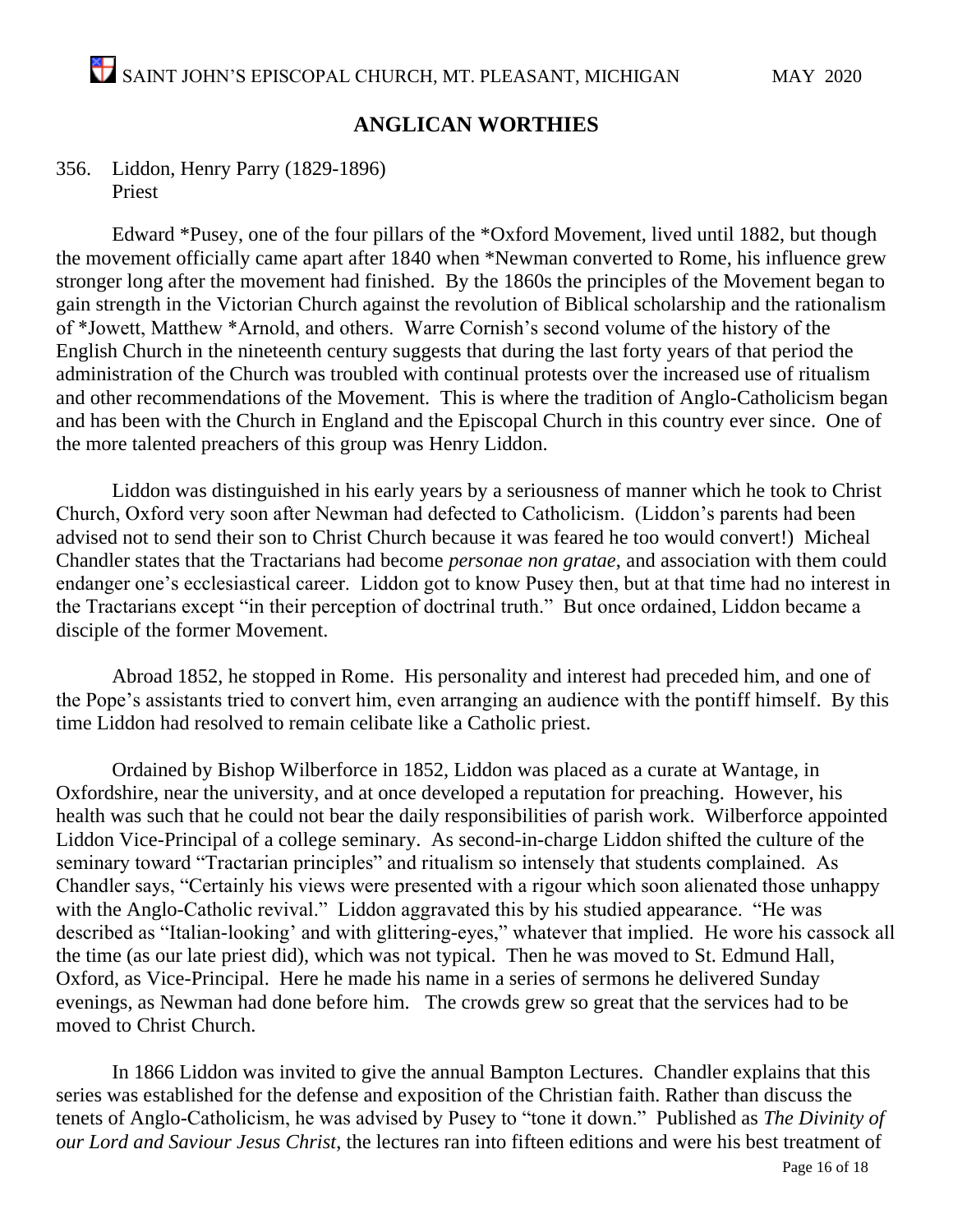## ANGLICAN WORTHIES

356. Liddon, Henry Parry (1829-1896)
Priest

Edward *Pusey, one of the four pillars of the *Oxford Movement, lived until 1882, but though the movement officially came apart after 1840 when *Newman converted to Rome, his influence grew stronger long after the movement had finished. By the 1860s the principles of the Movement began to gain strength in the Victorian Church against the revolution of Biblical scholarship and the rationalism of *Jowett, Matthew *Arnold, and others. Warre Cornish's second volume of the history of the English Church in the nineteenth century suggests that during the last forty years of that period the administration of the Church was troubled with continual protests over the increased use of ritualism and other recommendations of the Movement. This is where the tradition of Anglo-Catholicism began and has been with the Church in England and the Episcopal Church in this country ever since. One of the more talented preachers of this group was Henry Liddon.

Liddon was distinguished in his early years by a seriousness of manner which he took to Christ Church, Oxford very soon after Newman had defected to Catholicism. (Liddon's parents had been advised not to send their son to Christ Church because it was feared he too would convert!) Micheal Chandler states that the Tractarians had become *personae non gratae*, and association with them could endanger one's ecclesiastical career. Liddon got to know Pusey then, but at that time had no interest in the Tractarians except "in their perception of doctrinal truth." But once ordained, Liddon became a disciple of the former Movement.

Abroad 1852, he stopped in Rome. His personality and interest had preceded him, and one of the Pope's assistants tried to convert him, even arranging an audience with the pontiff himself. By this time Liddon had resolved to remain celibate like a Catholic priest.

Ordained by Bishop Wilberforce in 1852, Liddon was placed as a curate at Wantage, in Oxfordshire, near the university, and at once developed a reputation for preaching. However, his health was such that he could not bear the daily responsibilities of parish work. Wilberforce appointed Liddon Vice-Principal of a college seminary. As second-in-charge Liddon shifted the culture of the seminary toward "Tractarian principles" and ritualism so intensely that students complained. As Chandler says, "Certainly his views were presented with a rigour which soon alienated those unhappy with the Anglo-Catholic revival." Liddon aggravated this by his studied appearance. "He was described as "Italian-looking' and with glittering-eyes," whatever that implied. He wore his cassock all the time (as our late priest did), which was not typical. Then he was moved to St. Edmund Hall, Oxford, as Vice-Principal. Here he made his name in a series of sermons he delivered Sunday evenings, as Newman had done before him. The crowds grew so great that the services had to be moved to Christ Church.

In 1866 Liddon was invited to give the annual Bampton Lectures. Chandler explains that this series was established for the defense and exposition of the Christian faith. Rather than discuss the tenets of Anglo-Catholicism, he was advised by Pusey to "tone it down." Published as *The Divinity of our Lord and Saviour Jesus Christ*, the lectures ran into fifteen editions and were his best treatment of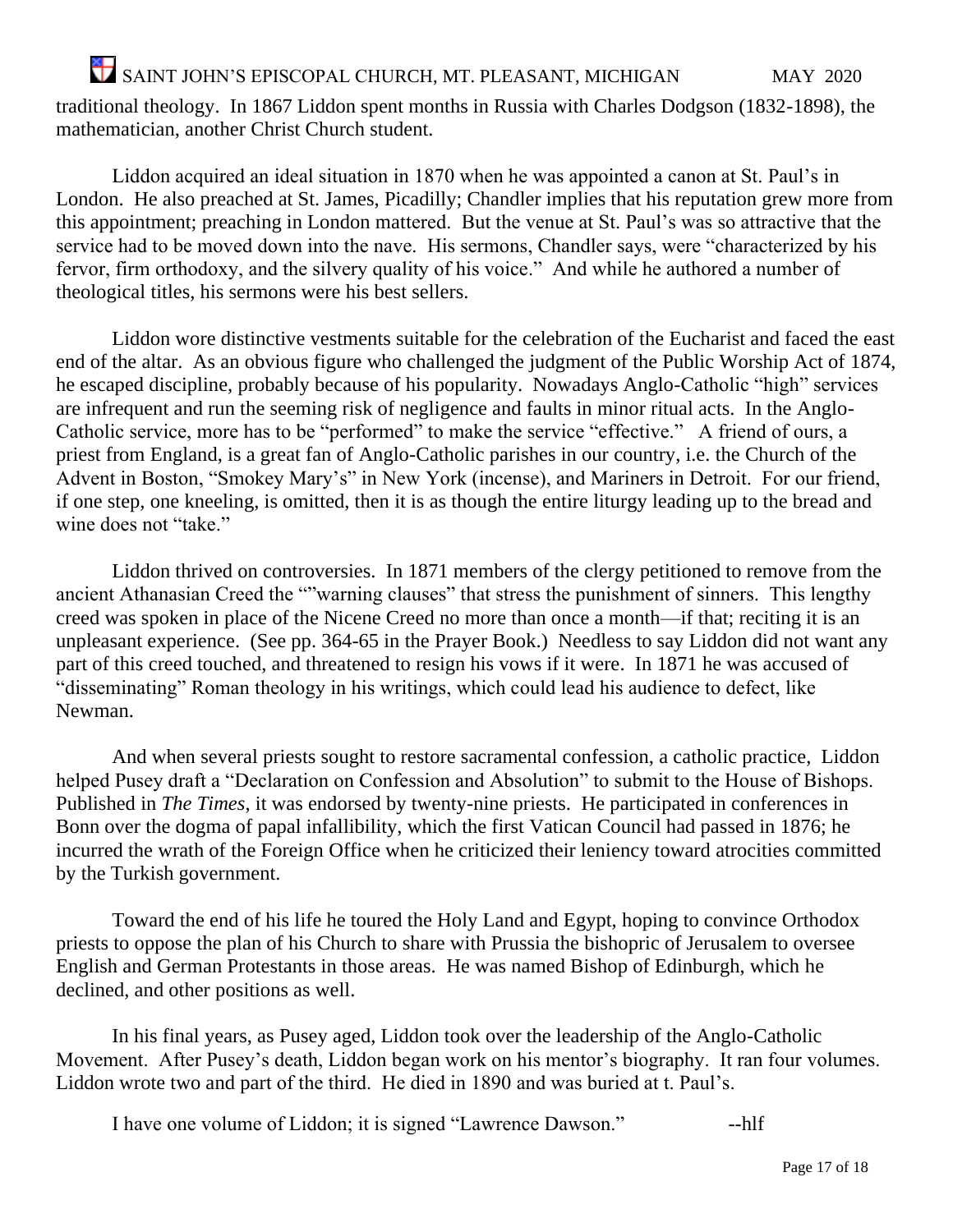traditional theology. In 1867 Liddon spent months in Russia with Charles Dodgson (1832-1898), the mathematician, another Christ Church student.

Liddon acquired an ideal situation in 1870 when he was appointed a canon at St. Paul's in London. He also preached at St. James, Picadilly; Chandler implies that his reputation grew more from this appointment; preaching in London mattered. But the venue at St. Paul's was so attractive that the service had to be moved down into the nave. His sermons, Chandler says, were "characterized by his fervor, firm orthodoxy, and the silvery quality of his voice." And while he authored a number of theological titles, his sermons were his best sellers.

Liddon wore distinctive vestments suitable for the celebration of the Eucharist and faced the east end of the altar. As an obvious figure who challenged the judgment of the Public Worship Act of 1874, he escaped discipline, probably because of his popularity. Nowadays Anglo-Catholic "high" services are infrequent and run the seeming risk of negligence and faults in minor ritual acts. In the Anglo-Catholic service, more has to be "performed" to make the service "effective." A friend of ours, a priest from England, is a great fan of Anglo-Catholic parishes in our country, i.e. the Church of the Advent in Boston, "Smokey Mary's" in New York (incense), and Mariners in Detroit. For our friend, if one step, one kneeling, is omitted, then it is as though the entire liturgy leading up to the bread and wine does not "take."

Liddon thrived on controversies. In 1871 members of the clergy petitioned to remove from the ancient Athanasian Creed the ""warning clauses" that stress the punishment of sinners. This lengthy creed was spoken in place of the Nicene Creed no more than once a month—if that; reciting it is an unpleasant experience. (See pp. 364-65 in the Prayer Book.) Needless to say Liddon did not want any part of this creed touched, and threatened to resign his vows if it were. In 1871 he was accused of "disseminating" Roman theology in his writings, which could lead his audience to defect, like Newman.

And when several priests sought to restore sacramental confession, a catholic practice, Liddon helped Pusey draft a "Declaration on Confession and Absolution" to submit to the House of Bishops. Published in *The Times*, it was endorsed by twenty-nine priests. He participated in conferences in Bonn over the dogma of papal infallibility, which the first Vatican Council had passed in 1876; he incurred the wrath of the Foreign Office when he criticized their leniency toward atrocities committed by the Turkish government.

Toward the end of his life he toured the Holy Land and Egypt, hoping to convince Orthodox priests to oppose the plan of his Church to share with Prussia the bishopric of Jerusalem to oversee English and German Protestants in those areas. He was named Bishop of Edinburgh, which he declined, and other positions as well.

In his final years, as Pusey aged, Liddon took over the leadership of the Anglo-Catholic Movement. After Pusey's death, Liddon began work on his mentor's biography. It ran four volumes. Liddon wrote two and part of the third. He died in 1890 and was buried at t. Paul's.

I have one volume of Liddon; it is signed "Lawrence Dawson." --hlf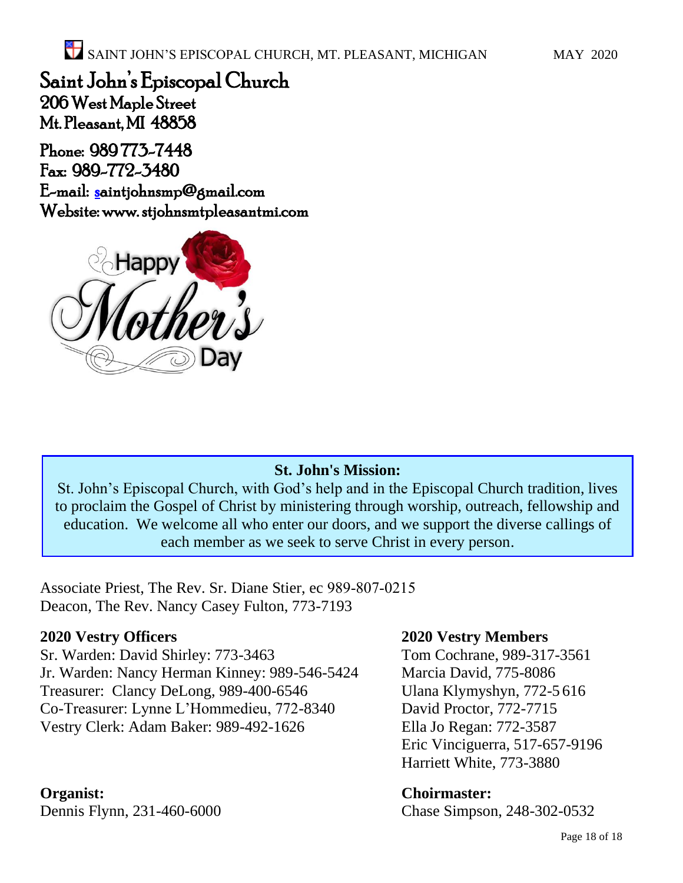# Saint John's Episcopal Church

206 West Maple Street
Mt. Pleasant, MI 48858

Phone: 989 773-7448
Fax: 989-772-3480
E-mail: saintjohnsmp@gmail.com
Website: www. stjohnsmtpleasantmi.com

**St. John's Mission:**

St. John's Episcopal Church, with God's help and in the Episcopal Church tradition, lives to proclaim the Gospel of Christ by ministering through worship, outreach, fellowship and education. We welcome all who enter our doors, and we support the diverse callings of each member as we seek to serve Christ in every person.

Associate Priest, The Rev. Sr. Diane Stier, ec 989-807-0215
Deacon, The Rev. Nancy Casey Fulton, 773-7193

**2020 Vestry Officers**

Sr. Warden: David Shirley: 773-3463
Jr. Warden: Nancy Herman Kinney: 989-546-5424
Treasurer: Clancy DeLong, 989-400-6546
Co-Treasurer: Lynne L'Hommedieu, 772-8340
Vestry Clerk: Adam Baker: 989-492-1626

**2020 Vestry Members**

Tom Cochrane, 989-317-3561
Marcia David, 775-8086
Ulana Klymyshyn, 772-5 616
David Proctor, 772-7715
Ella Jo Regan: 772-3587
Eric Vinciguerra, 517-657-9196
Harriett White, 773-3880

**Organist:**
Dennis Flynn, 231-460-6000

**Choirmaster:**
Chase Simpson, 248-302-0532